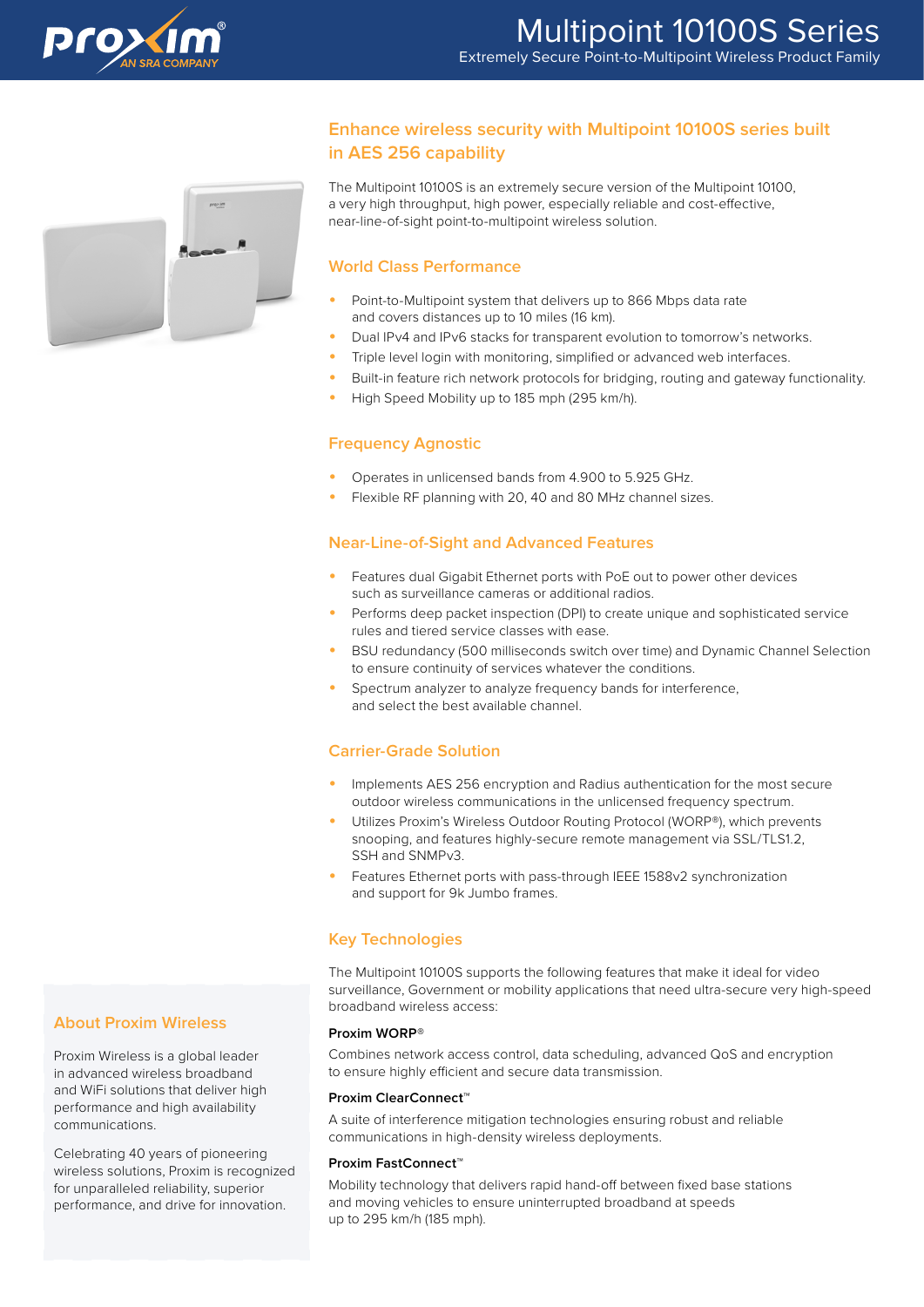# Multipoint 10100S Series

Extremely Secure Point-to-Multipoint Wireless Product Family

## Enhance wireless security with Multipoint 10100S series built in AES 256 capability

The Multipoint 10100S is an extremely secure version of the Multipoint 10100, a very high throughput, high power, especially reliable and cost-effective, near-line-of-sight point-to-multipoint wireless solution.

### World Class Performance

- Point-to-Multipoint system that delivers up to 866 Mbps data rate and covers distances up to 10 miles (16 km).
- Dual IPv4 and IPv6 stacks for transparent evolution to tomorrow's networks.
- Triple level login with monitoring, simplified or advanced web interfaces.
- Built-in feature rich network protocols for bridging, routing and gateway functionality.
- High Speed Mobility up to 185 mph (295 km/h).

### Frequency Agnostic

- Operates in unlicensed bands from 4.900 to 5.925 GHz.
- Flexible RF planning with 20, 40 and 80 MHz channel sizes.

### Near-Line-of-Sight and Advanced Features

- Features dual Gigabit Ethernet ports with PoE out to power other devices such as surveillance cameras or additional radios.
- Performs deep packet inspection (DPI) to create unique and sophisticated service rules and tiered service classes with ease.
- BSU redundancy (500 milliseconds switch over time) and Dynamic Channel Selection to ensure continuity of services whatever the conditions.
- Spectrum analyzer to analyze frequency bands for interference, and select the best available channel.

### Carrier-Grade Solution

- Implements AES 256 encryption and Radius authentication for the most secure outdoor wireless communications in the unlicensed frequency spectrum.
- Utilizes Proxim's Wireless Outdoor Routing Protocol (WORP®), which prevents snooping, and features highly-secure remote management via SSL/TLS1.2, SSH and SNMPv3.
- Features Ethernet ports with pass-through IEEE 1588v2 synchronization and support for 9k Jumbo frames.

### Key Technologies

The Multipoint 10100S supports the following features that make it ideal for video surveillance, Government or mobility applications that need ultra-secure very high-speed broadband wireless access:

**Proxim WORP®**

Combines network access control, data scheduling, advanced QoS and encryption to ensure highly efficient and secure data transmission.

**Proxim ClearConnect™**

A suite of interference mitigation technologies ensuring robust and reliable communications in high-density wireless deployments.

**Proxim FastConnect™**

Mobility technology that delivers rapid hand-off between fixed base stations and moving vehicles to ensure uninterrupted broadband at speeds up to 295 km/h (185 mph).

### About Proxim Wireless

Proxim Wireless is a global leader in advanced wireless broadband and WiFi solutions that deliver high performance and high availability communications.

Celebrating 40 years of pioneering wireless solutions, Proxim is recognized for unparalleled reliability, superior performance, and drive for innovation.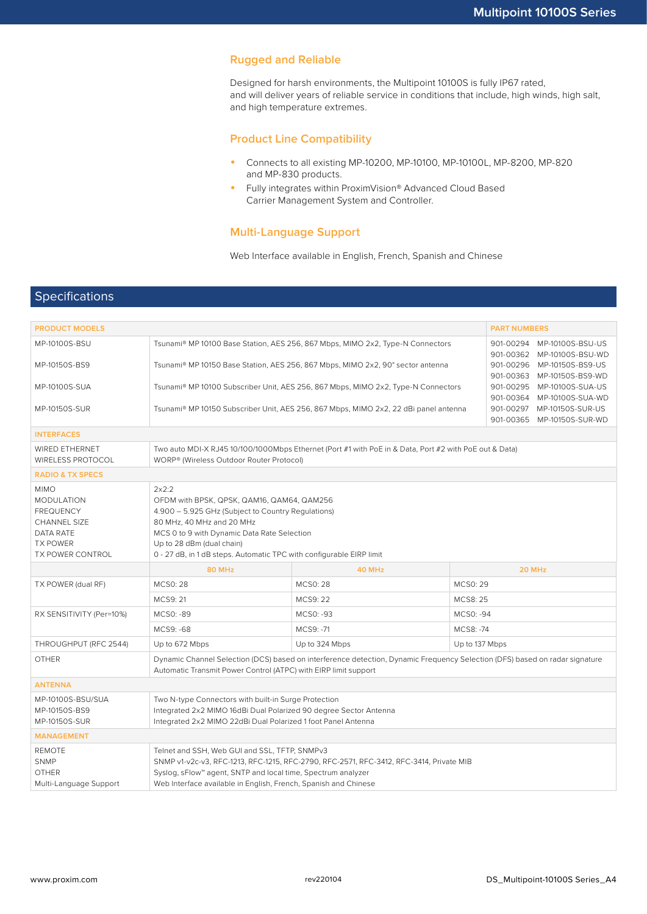## Rugged and Reliable

Designed for harsh environments, the Multipoint 10100S is fully IP67 rated, and will deliver years of reliable service in conditions that include, high winds, high salt, and high temperature extremes.

## Product Line Compatibility

- Connects to all existing MP-10200, MP-10100, MP-10100L, MP-8200, MP-820 and MP-830 products.
- Fully integrates within ProximVision® Advanced Cloud Based Carrier Management System and Controller.

## Multi-Language Support

Web Interface available in English, French, Spanish and Chinese

# Specifications

| PRODUCT MODELS | | PART NUMBERS |
|---|---|---|
| MP-10100S-BSU | Tsunami® MP 10100 Base Station, AES 256, 867 Mbps, MIMO 2x2, Type-N Connectors | 901-00294 MP-10100S-BSU-US<br>901-00362 MP-10100S-BSU-WD |
| MP-10150S-BS9 | Tsunami® MP 10150 Base Station, AES 256, 867 Mbps, MIMO 2x2, 90° sector antenna | 901-00296 MP-10150S-BS9-US<br>901-00363 MP-10150S-BS9-WD |
| MP-10100S-SUA | Tsunami® MP 10100 Subscriber Unit, AES 256, 867 Mbps, MIMO 2x2, Type-N Connectors | 901-00295 MP-10100S-SUA-US<br>901-00364 MP-10100S-SUA-WD |
| MP-10150S-SUR | Tsunami® MP 10150 Subscriber Unit, AES 256, 867 Mbps, MIMO 2x2, 22 dBi panel antenna | 901-00297 MP-10150S-SUR-US<br>901-00365 MP-10150S-SUR-WD |

| INTERFACES | |
|---|---|
| WIRED ETHERNET | Two auto MDI-X RJ45 10/100/1000Mbps Ethernet (Port #1 with PoE in & Data, Port #2 with PoE out & Data) |
| WIRELESS PROTOCOL | WORP® (Wireless Outdoor Router Protocol) |

| RADIO & TX SPECS | | | |
|---|---|---|---|
| MIMO | 2x2:2 | | |
| MODULATION | OFDM with BPSK, QPSK, QAM16, QAM64, QAM256 | | |
| FREQUENCY | 4.900 – 5.925 GHz (Subject to Country Regulations) | | |
| CHANNEL SIZE | 80 MHz, 40 MHz and 20 MHz | | |
| DATA RATE | MCS 0 to 9 with Dynamic Data Rate Selection | | |
| TX POWER | Up to 28 dBm (dual chain) | | |
| TX POWER CONTROL | 0 - 27 dB, in 1 dB steps. Automatic TPC with configurable EIRP limit | | |
| | 80 MHz | 40 MHz | 20 MHz |
| TX POWER (dual RF) | MCS0: 28 | MCS0: 28 | MCS0: 29 |
| | MCS9: 21 | MCS9: 22 | MCS8: 25 |
| RX SENSITIVITY (Per=10%) | MCS0: -89 | MCS0: -93 | MCS0: -94 |
| | MCS9: -68 | MCS9: -71 | MCS8: -74 |
| THROUGHPUT (RFC 2544) | Up to 672 Mbps | Up to 324 Mbps | Up to 137 Mbps |
| OTHER | Dynamic Channel Selection (DCS) based on interference detection, Dynamic Frequency Selection (DFS) based on radar signature<br>Automatic Transmit Power Control (ATPC) with EIRP limit support | | |

| ANTENNA | |
|---|---|
| MP-10100S-BSU/SUA | Two N-type Connectors with built-in Surge Protection |
| MP-10150S-BS9 | Integrated 2x2 MIMO 16dBi Dual Polarized 90 degree Sector Antenna |
| MP-10150S-SUR | Integrated 2x2 MIMO 22dBi Dual Polarized 1 foot Panel Antenna |

| MANAGEMENT | |
|---|---|
| REMOTE | Telnet and SSH, Web GUI and SSL, TFTP, SNMPv3 |
| SNMP | SNMP v1-v2c-v3, RFC-1213, RFC-1215, RFC-2790, RFC-2571, RFC-3412, RFC-3414, Private MIB |
| OTHER | Syslog, sFlow™ agent, SNTP and local time, Spectrum analyzer |
| Multi-Language Support | Web Interface available in English, French, Spanish and Chinese |

www.proxim.com rev220104 DS_Multipoint-10100S Series_A4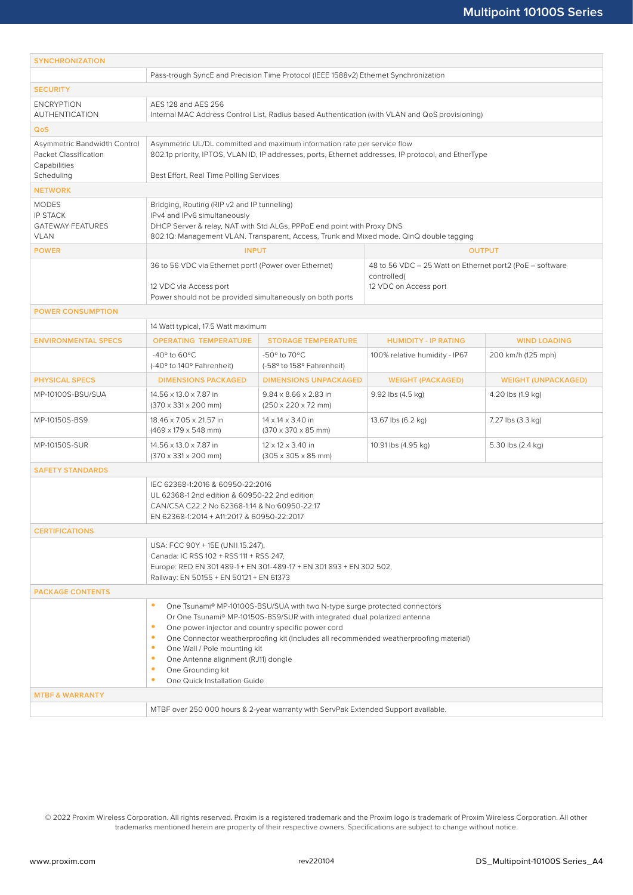| SYNCHRONIZATION | | | | |
|---|---|---|---|---|
| | Pass-trough SyncE and Precision Time Protocol (IEEE 1588v2) Ethernet Synchronization | | | |
| **SECURITY** | | | | |
| ENCRYPTION<br>AUTHENTICATION | AES 128 and AES 256<br>Internal MAC Address Control List, Radius based Authentication (with VLAN and QoS provisioning) | | | |
| **QoS** | | | | |
| Asymmetric Bandwidth Control<br>Packet Classification<br>Capabilities<br>Scheduling | Asymmetric UL/DL committed and maximum information rate per service flow<br>802.1p priority, IPTOS, VLAN ID, IP addresses, ports, Ethernet addresses, IP protocol, and EtherType<br><br>Best Effort, Real Time Polling Services | | | |
| **NETWORK** | | | | |
| MODES<br>IP STACK<br>GATEWAY FEATURES<br>VLAN | Bridging, Routing (RIP v2 and IP tunneling)<br>IPv4 and IPv6 simultaneously<br>DHCP Server & relay, NAT with Std ALGs, PPPoE end point with Proxy DNS<br>802.1Q: Management VLAN. Transparent, Access, Trunk and Mixed mode. QinQ double tagging | | | |
| **POWER** | **INPUT** | | **OUTPUT** | |
| | 36 to 56 VDC via Ethernet port1 (Power over Ethernet)<br><br>12 VDC via Access port<br>Power should not be provided simultaneously on both ports | | 48 to 56 VDC – 25 Watt on Ethernet port2 (PoE – software controlled)<br>12 VDC on Access port | |
| **POWER CONSUMPTION** | | | | |
| | 14 Watt typical, 17.5 Watt maximum | | | |
| **ENVIRONMENTAL SPECS** | **OPERATING TEMPERATURE** | **STORAGE TEMPERATURE** | **HUMIDITY - IP RATING** | **WIND LOADING** |
| | -40° to 60°C<br>(-40° to 140° Fahrenheit) | -50° to 70°C<br>(-58° to 158° Fahrenheit) | 100% relative humidity - IP67 | 200 km/h (125 mph) |
| **PHYSICAL SPECS** | **DIMENSIONS PACKAGED** | **DIMENSIONS UNPACKAGED** | **WEIGHT (PACKAGED)** | **WEIGHT (UNPACKAGED)** |
| MP-10100S-BSU/SUA | 14.56 x 13.0 x 7.87 in<br>(370 x 331 x 200 mm) | 9.84 x 8.66 x 2.83 in<br>(250 x 220 x 72 mm) | 9.92 lbs (4.5 kg) | 4.20 lbs (1.9 kg) |
| MP-10150S-BS9 | 18.46 x 7.05 x 21.57 in<br>(469 x 179 x 548 mm) | 14 x 14 x 3.40 in<br>(370 x 370 x 85 mm) | 13.67 lbs (6.2 kg) | 7.27 lbs (3.3 kg) |
| MP-10150S-SUR | 14.56 x 13.0 x 7.87 in<br>(370 x 331 x 200 mm) | 12 x 12 x 3.40 in<br>(305 x 305 x 85 mm) | 10.91 lbs (4.95 kg) | 5.30 lbs (2.4 kg) |
| **SAFETY STANDARDS** | | | | |
| | IEC 62368-1:2016 & 60950-22:2016<br>UL 62368-1 2nd edition & 60950-22 2nd edition<br>CAN/CSA C22.2 No 62368-1:14 & No 60950-22:17<br>EN 62368-1:2014 + A11:2017 & 60950-22:2017 | | | |
| **CERTIFICATIONS** | | | | |
| | USA: FCC 90Y + 15E (UNII 15.247),<br>Canada: IC RSS 102 + RSS 111 + RSS 247,<br>Europe: RED EN 301 489-1 + EN 301-489-17 + EN 301 893 + EN 302 502,<br>Railway: EN 50155 + EN 50121 + EN 61373 | | | |
| **PACKAGE CONTENTS** | | | | |
| | • One Tsunami® MP-10100S-BSU/SUA with two N-type surge protected connectors<br>Or One Tsunami® MP-10150S-BS9/SUR with integrated dual polarized antenna<br>• One power injector and country specific power cord<br>• One Connector weatherproofing kit (Includes all recommended weatherproofing material)<br>• One Wall / Pole mounting kit<br>• One Antenna alignment (RJ11) dongle<br>• One Grounding kit<br>• One Quick Installation Guide | | | |
| **MTBF & WARRANTY** | | | | |
| | MTBF over 250 000 hours & 2-year warranty with ServPak Extended Support available. | | | |

© 2022 Proxim Wireless Corporation. All rights reserved. Proxim is a registered trademark and the Proxim logo is trademark of Proxim Wireless Corporation. All other trademarks mentioned herein are property of their respective owners. Specifications are subject to change without notice.

www.proxim.com rev220104 DS_Multipoint-10100S Series_A4